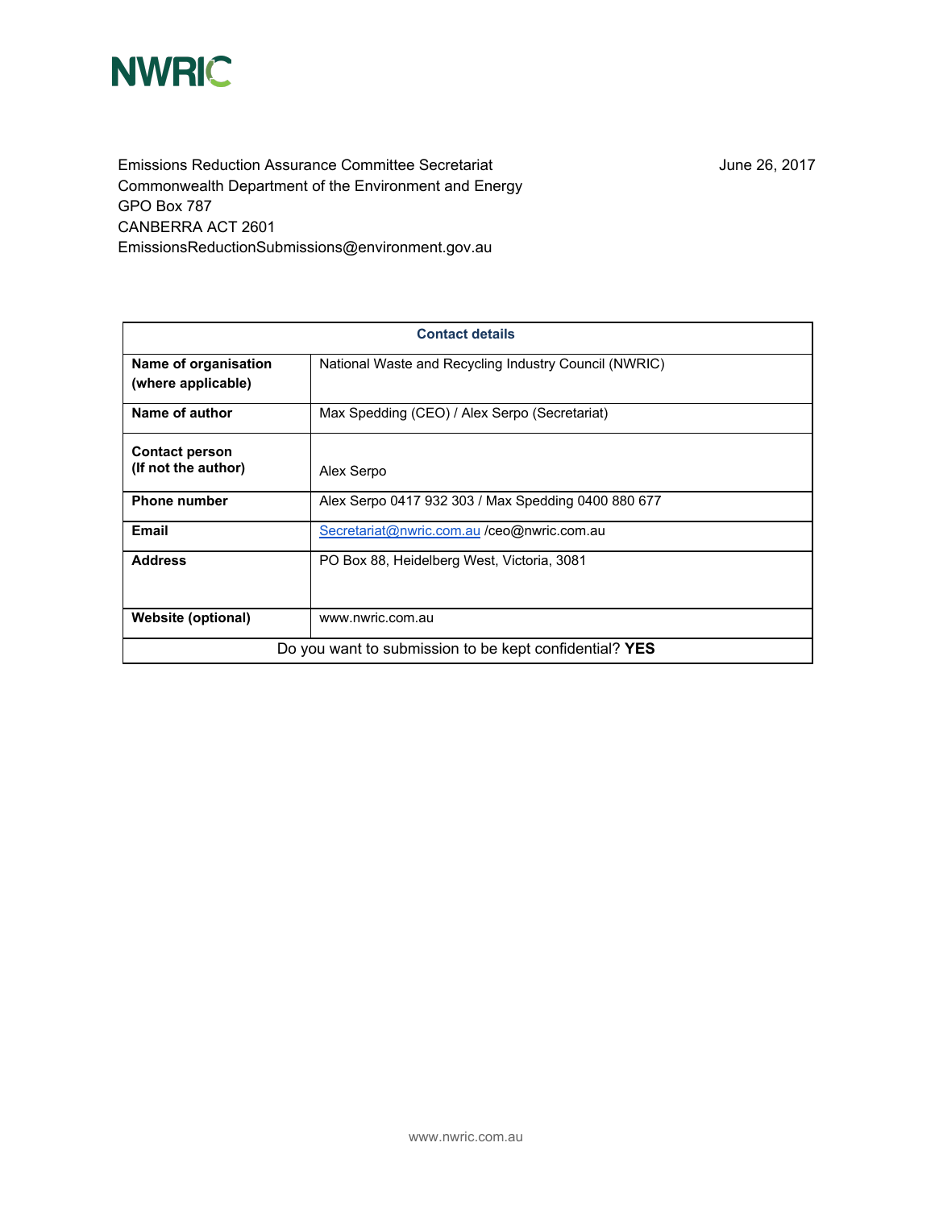NWRIC

Emissions Reduction Assurance Committee Secretariat
Commonwealth Department of the Environment and Energy
GPO Box 787
CANBERRA ACT 2601
EmissionsReductionSubmissions@environment.gov.au

June 26, 2017

| Contact details | |
|---|---|
| **Name of organisation (where applicable)** | National Waste and Recycling Industry Council (NWRIC) |
| **Name of author** | Max Spedding (CEO) / Alex Serpo (Secretariat) |
| **Contact person (If not the author)** | Alex Serpo |
| **Phone number** | Alex Serpo 0417 932 303 / Max Spedding 0400 880 677 |
| **Email** | Secretariat@nwric.com.au /ceo@nwric.com.au |
| **Address** | PO Box 88, Heidelberg West, Victoria, 3081 |
| **Website (optional)** | www.nwric.com.au |
| Do you want to submission to be kept confidential? **YES** | |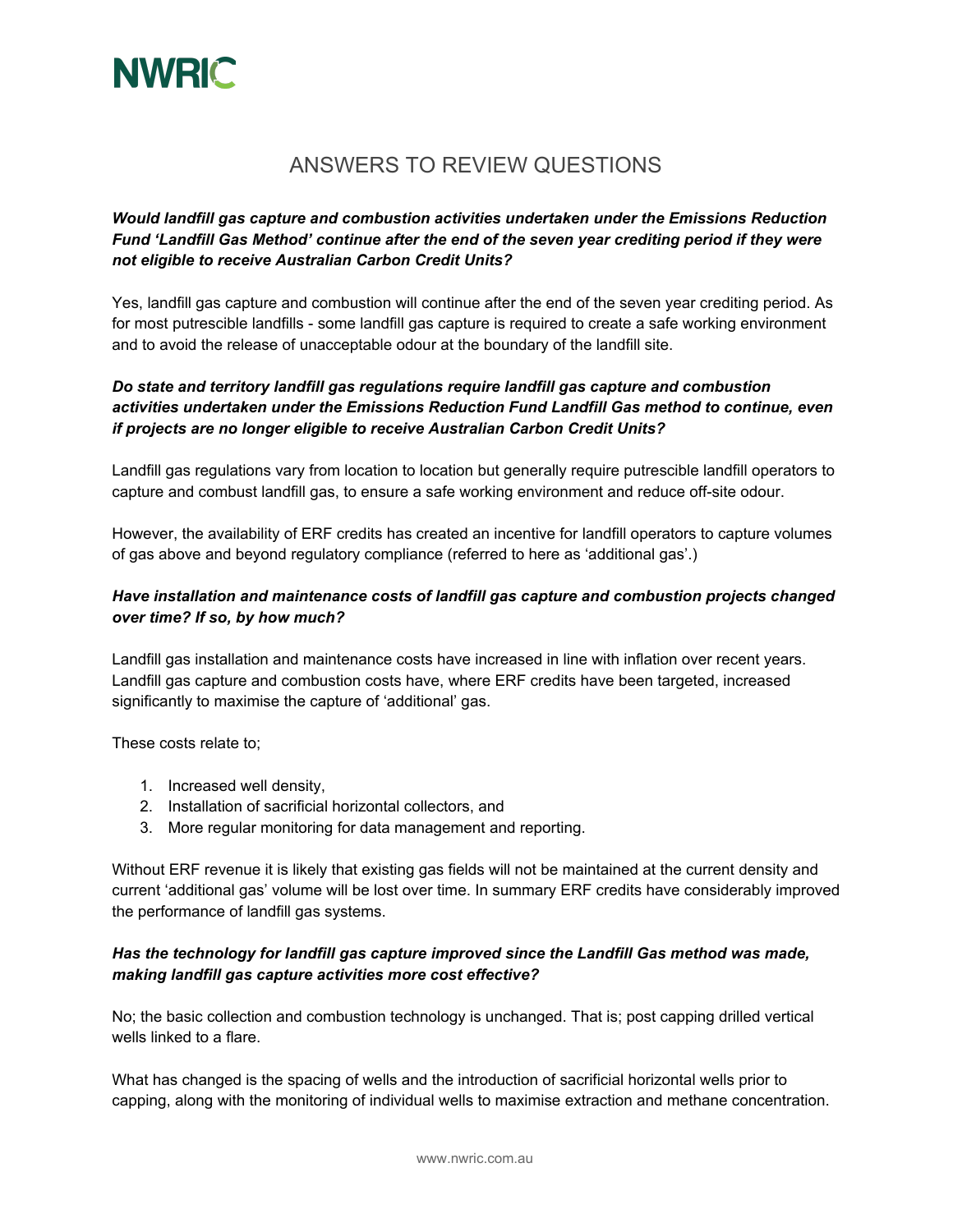# ANSWERS TO REVIEW QUESTIONS

***Would landfill gas capture and combustion activities undertaken under the Emissions Reduction Fund 'Landfill Gas Method' continue after the end of the seven year crediting period if they were not eligible to receive Australian Carbon Credit Units?***

Yes, landfill gas capture and combustion will continue after the end of the seven year crediting period. As for most putrescible landfills - some landfill gas capture is required to create a safe working environment and to avoid the release of unacceptable odour at the boundary of the landfill site.

***Do state and territory landfill gas regulations require landfill gas capture and combustion activities undertaken under the Emissions Reduction Fund Landfill Gas method to continue, even if projects are no longer eligible to receive Australian Carbon Credit Units?***

Landfill gas regulations vary from location to location but generally require putrescible landfill operators to capture and combust landfill gas, to ensure a safe working environment and reduce off-site odour.

However, the availability of ERF credits has created an incentive for landfill operators to capture volumes of gas above and beyond regulatory compliance (referred to here as 'additional gas'.)

***Have installation and maintenance costs of landfill gas capture and combustion projects changed over time? If so, by how much?***

Landfill gas installation and maintenance costs have increased in line with inflation over recent years. Landfill gas capture and combustion costs have, where ERF credits have been targeted, increased significantly to maximise the capture of 'additional' gas.

These costs relate to;

1. Increased well density,
2. Installation of sacrificial horizontal collectors, and
3. More regular monitoring for data management and reporting.

Without ERF revenue it is likely that existing gas fields will not be maintained at the current density and current 'additional gas' volume will be lost over time. In summary ERF credits have considerably improved the performance of landfill gas systems.

***Has the technology for landfill gas capture improved since the Landfill Gas method was made, making landfill gas capture activities more cost effective?***

No; the basic collection and combustion technology is unchanged. That is; post capping drilled vertical wells linked to a flare.

What has changed is the spacing of wells and the introduction of sacrificial horizontal wells prior to capping, along with the monitoring of individual wells to maximise extraction and methane concentration.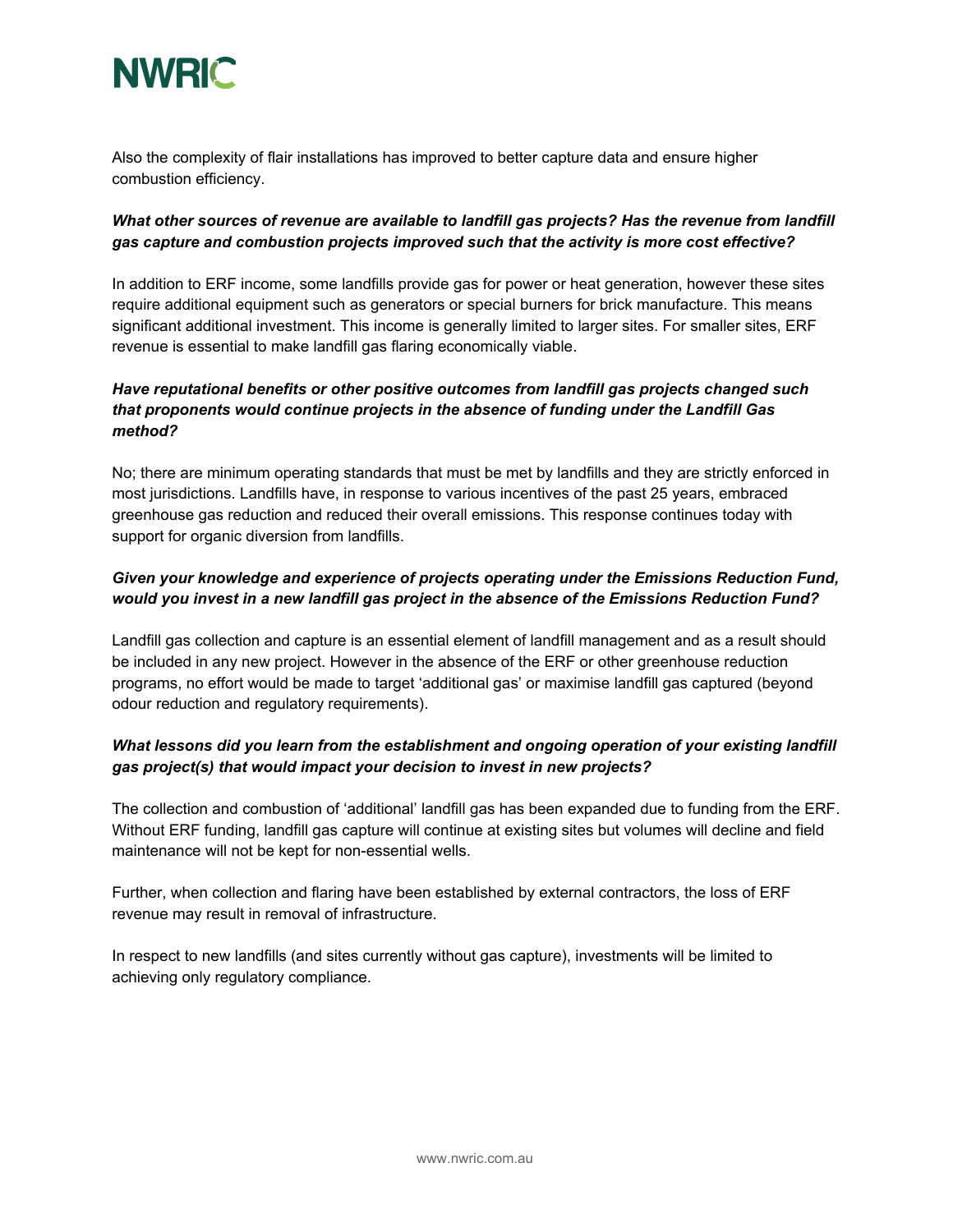Also the complexity of flair installations has improved to better capture data and ensure higher combustion efficiency.

***What other sources of revenue are available to landfill gas projects? Has the revenue from landfill gas capture and combustion projects improved such that the activity is more cost effective?***

In addition to ERF income, some landfills provide gas for power or heat generation, however these sites require additional equipment such as generators or special burners for brick manufacture. This means significant additional investment. This income is generally limited to larger sites. For smaller sites, ERF revenue is essential to make landfill gas flaring economically viable.

***Have reputational benefits or other positive outcomes from landfill gas projects changed such that proponents would continue projects in the absence of funding under the Landfill Gas method?***

No; there are minimum operating standards that must be met by landfills and they are strictly enforced in most jurisdictions. Landfills have, in response to various incentives of the past 25 years, embraced greenhouse gas reduction and reduced their overall emissions. This response continues today with support for organic diversion from landfills.

***Given your knowledge and experience of projects operating under the Emissions Reduction Fund, would you invest in a new landfill gas project in the absence of the Emissions Reduction Fund?***

Landfill gas collection and capture is an essential element of landfill management and as a result should be included in any new project. However in the absence of the ERF or other greenhouse reduction programs, no effort would be made to target 'additional gas' or maximise landfill gas captured (beyond odour reduction and regulatory requirements).

***What lessons did you learn from the establishment and ongoing operation of your existing landfill gas project(s) that would impact your decision to invest in new projects?***

The collection and combustion of 'additional' landfill gas has been expanded due to funding from the ERF. Without ERF funding, landfill gas capture will continue at existing sites but volumes will decline and field maintenance will not be kept for non-essential wells.

Further, when collection and flaring have been established by external contractors, the loss of ERF revenue may result in removal of infrastructure.

In respect to new landfills (and sites currently without gas capture), investments will be limited to achieving only regulatory compliance.